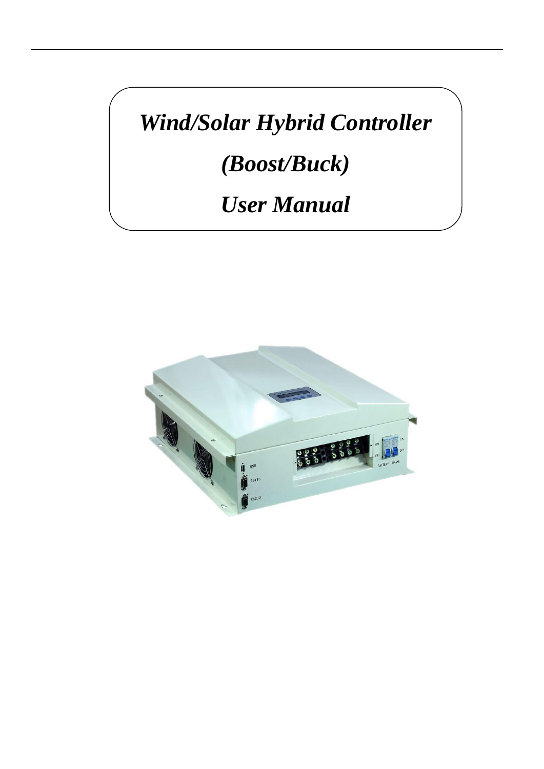# *Wind/Solar Hybrid Controller*

# *(Boost/Buck)*

# *User Manual*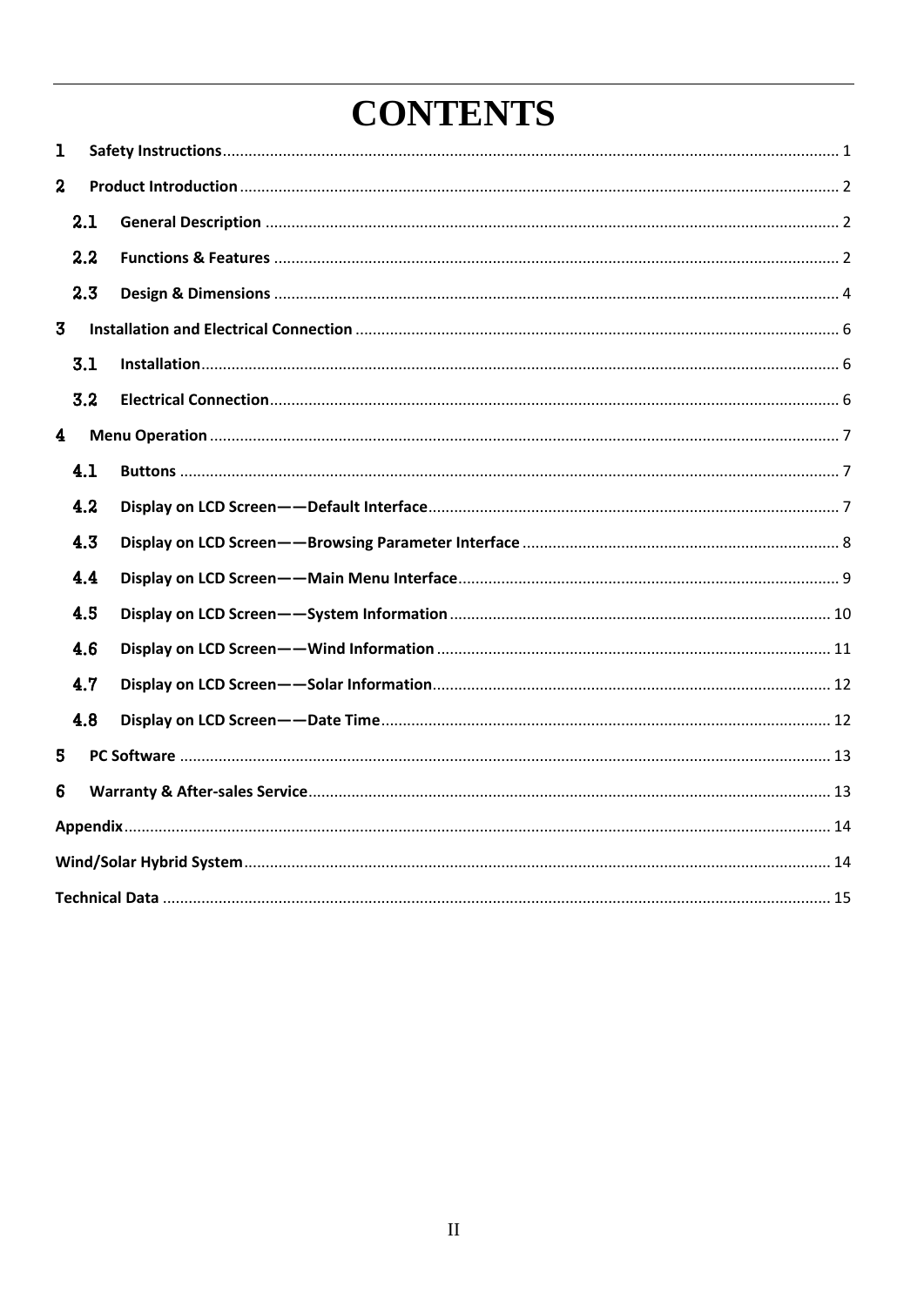# CONTENTS

1 **Safety Instructions** .......... 1

2 **Product Introduction** .......... 2

- 2.1 **General Description** .......... 2
- 2.2 **Functions & Features** .......... 2
- 2.3 **Design & Dimensions** .......... 4

3 **Installation and Electrical Connection** .......... 6

- 3.1 **Installation** .......... 6
- 3.2 **Electrical Connection** .......... 6

4 **Menu Operation** .......... 7

- 4.1 **Buttons** .......... 7
- 4.2 **Display on LCD Screen——Default Interface** .......... 7
- 4.3 **Display on LCD Screen——Browsing Parameter Interface** .......... 8
- 4.4 **Display on LCD Screen——Main Menu Interface** .......... 9
- 4.5 **Display on LCD Screen——System Information** .......... 10
- 4.6 **Display on LCD Screen——Wind Information** .......... 11
- 4.7 **Display on LCD Screen——Solar Information** .......... 12
- 4.8 **Display on LCD Screen——Date Time** .......... 12

5 **PC Software** .......... 13

6 **Warranty & After-sales Service** .......... 13

**Appendix** .......... 14

**Wind/Solar Hybrid System** .......... 14

**Technical Data** .......... 15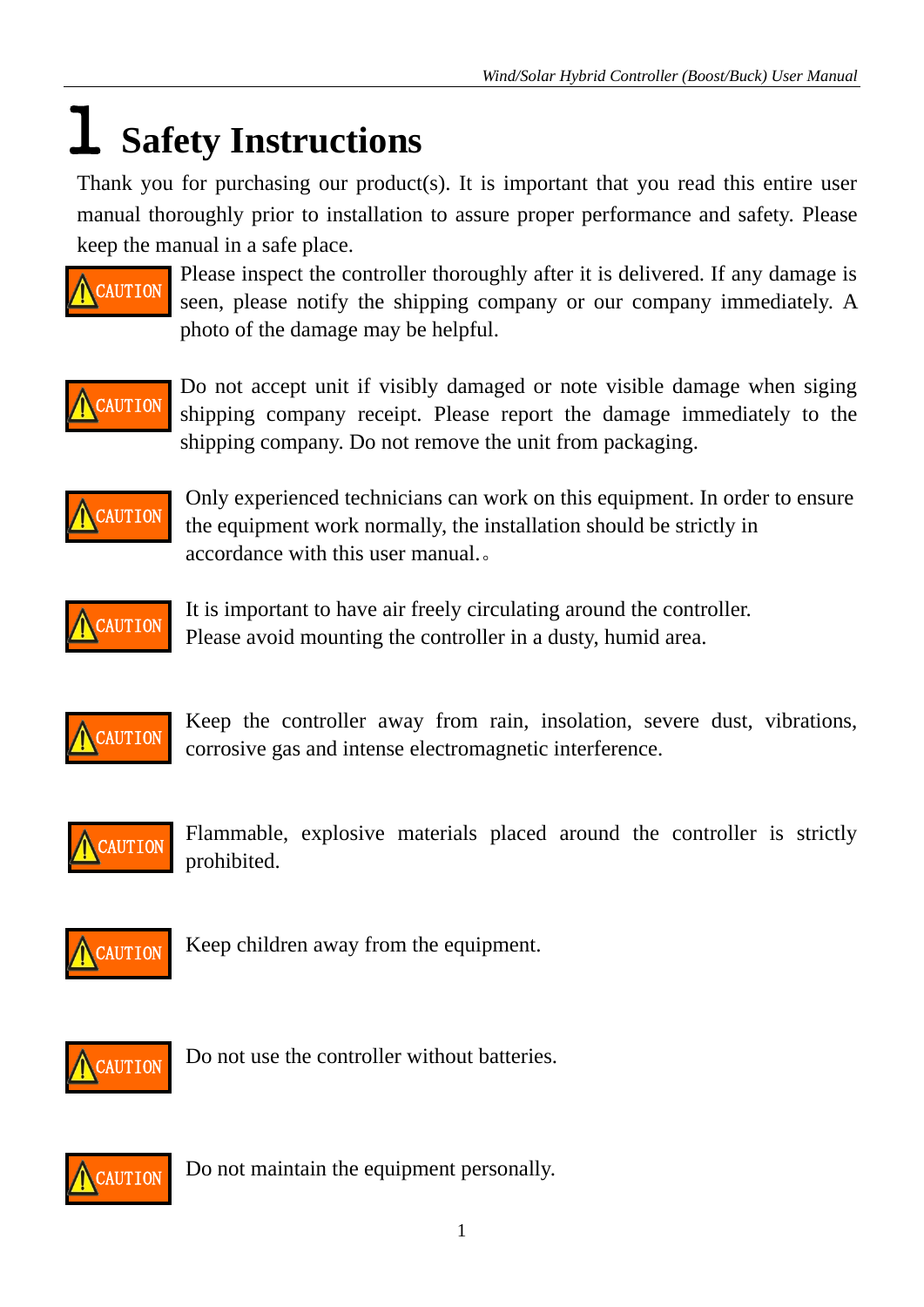# 1 Safety Instructions

Thank you for purchasing our product(s). It is important that you read this entire user manual thoroughly prior to installation to assure proper performance and safety. Please keep the manual in a safe place.

**CAUTION** Please inspect the controller thoroughly after it is delivered. If any damage is seen, please notify the shipping company or our company immediately. A photo of the damage may be helpful.

**CAUTION** Do not accept unit if visibly damaged or note visible damage when siging shipping company receipt. Please report the damage immediately to the shipping company. Do not remove the unit from packaging.

**CAUTION** Only experienced technicians can work on this equipment. In order to ensure the equipment work normally, the installation should be strictly in accordance with this user manual.。

**CAUTION** It is important to have air freely circulating around the controller. Please avoid mounting the controller in a dusty, humid area.

**CAUTION** Keep the controller away from rain, insolation, severe dust, vibrations, corrosive gas and intense electromagnetic interference.

**CAUTION** Flammable, explosive materials placed around the controller is strictly prohibited.

**CAUTION** Keep children away from the equipment.

**CAUTION** Do not use the controller without batteries.

**CAUTION** Do not maintain the equipment personally.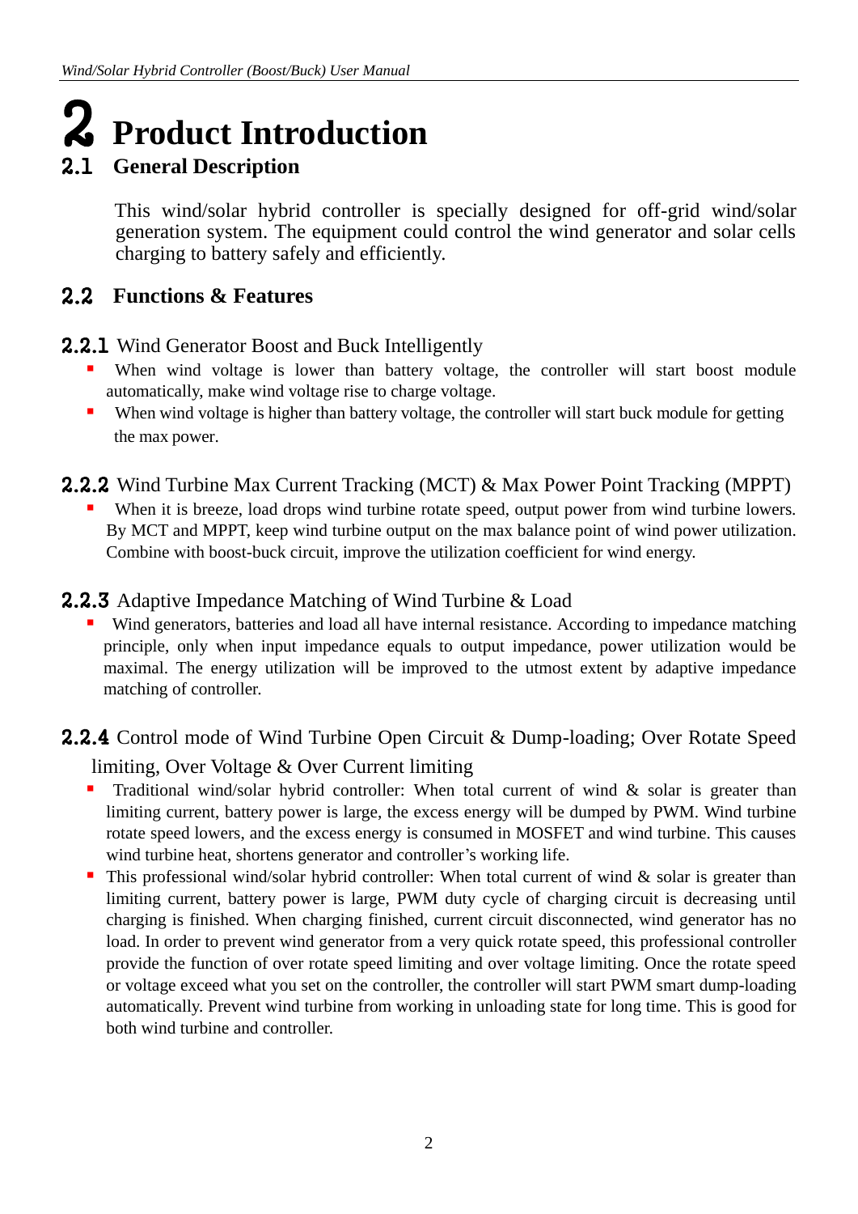# 2 Product Introduction

## 2.1 General Description

This wind/solar hybrid controller is specially designed for off-grid wind/solar generation system. The equipment could control the wind generator and solar cells charging to battery safely and efficiently.

## 2.2 Functions & Features

### 2.2.1 Wind Generator Boost and Buck Intelligently

- When wind voltage is lower than battery voltage, the controller will start boost module automatically, make wind voltage rise to charge voltage.
- When wind voltage is higher than battery voltage, the controller will start buck module for getting the max power.

### 2.2.2 Wind Turbine Max Current Tracking (MCT) & Max Power Point Tracking (MPPT)

- When it is breeze, load drops wind turbine rotate speed, output power from wind turbine lowers. By MCT and MPPT, keep wind turbine output on the max balance point of wind power utilization. Combine with boost-buck circuit, improve the utilization coefficient for wind energy.

### 2.2.3 Adaptive Impedance Matching of Wind Turbine & Load

- Wind generators, batteries and load all have internal resistance. According to impedance matching principle, only when input impedance equals to output impedance, power utilization would be maximal. The energy utilization will be improved to the utmost extent by adaptive impedance matching of controller.

### 2.2.4 Control mode of Wind Turbine Open Circuit & Dump-loading; Over Rotate Speed limiting, Over Voltage & Over Current limiting

- Traditional wind/solar hybrid controller: When total current of wind & solar is greater than limiting current, battery power is large, the excess energy will be dumped by PWM. Wind turbine rotate speed lowers, and the excess energy is consumed in MOSFET and wind turbine. This causes wind turbine heat, shortens generator and controller's working life.
- This professional wind/solar hybrid controller: When total current of wind & solar is greater than limiting current, battery power is large, PWM duty cycle of charging circuit is decreasing until charging is finished. When charging finished, current circuit disconnected, wind generator has no load. In order to prevent wind generator from a very quick rotate speed, this professional controller provide the function of over rotate speed limiting and over voltage limiting. Once the rotate speed or voltage exceed what you set on the controller, the controller will start PWM smart dump-loading automatically. Prevent wind turbine from working in unloading state for long time. This is good for both wind turbine and controller.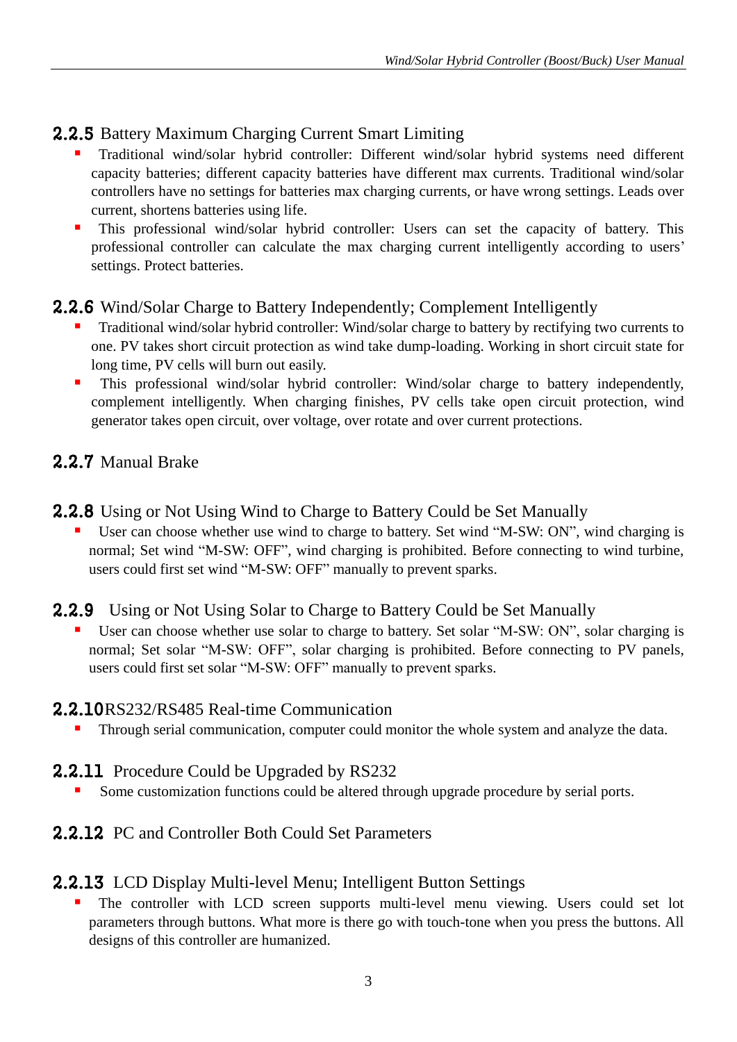### 2.2.5 Battery Maximum Charging Current Smart Limiting

- Traditional wind/solar hybrid controller: Different wind/solar hybrid systems need different capacity batteries; different capacity batteries have different max currents. Traditional wind/solar controllers have no settings for batteries max charging currents, or have wrong settings. Leads over current, shortens batteries using life.
- This professional wind/solar hybrid controller: Users can set the capacity of battery. This professional controller can calculate the max charging current intelligently according to users' settings. Protect batteries.

### 2.2.6 Wind/Solar Charge to Battery Independently; Complement Intelligently

- Traditional wind/solar hybrid controller: Wind/solar charge to battery by rectifying two currents to one. PV takes short circuit protection as wind take dump-loading. Working in short circuit state for long time, PV cells will burn out easily.
- This professional wind/solar hybrid controller: Wind/solar charge to battery independently, complement intelligently. When charging finishes, PV cells take open circuit protection, wind generator takes open circuit, over voltage, over rotate and over current protections.

### 2.2.7 Manual Brake

### 2.2.8 Using or Not Using Wind to Charge to Battery Could be Set Manually

- User can choose whether use wind to charge to battery. Set wind "M-SW: ON", wind charging is normal; Set wind "M-SW: OFF", wind charging is prohibited. Before connecting to wind turbine, users could first set wind "M-SW: OFF" manually to prevent sparks.

### 2.2.9 Using or Not Using Solar to Charge to Battery Could be Set Manually

- User can choose whether use solar to charge to battery. Set solar "M-SW: ON", solar charging is normal; Set solar "M-SW: OFF", solar charging is prohibited. Before connecting to PV panels, users could first set solar "M-SW: OFF" manually to prevent sparks.

### 2.2.10 RS232/RS485 Real-time Communication

- Through serial communication, computer could monitor the whole system and analyze the data.

### 2.2.11 Procedure Could be Upgraded by RS232

- Some customization functions could be altered through upgrade procedure by serial ports.

### 2.2.12 PC and Controller Both Could Set Parameters

### 2.2.13 LCD Display Multi-level Menu; Intelligent Button Settings

- The controller with LCD screen supports multi-level menu viewing. Users could set lot parameters through buttons. What more is there go with touch-tone when you press the buttons. All designs of this controller are humanized.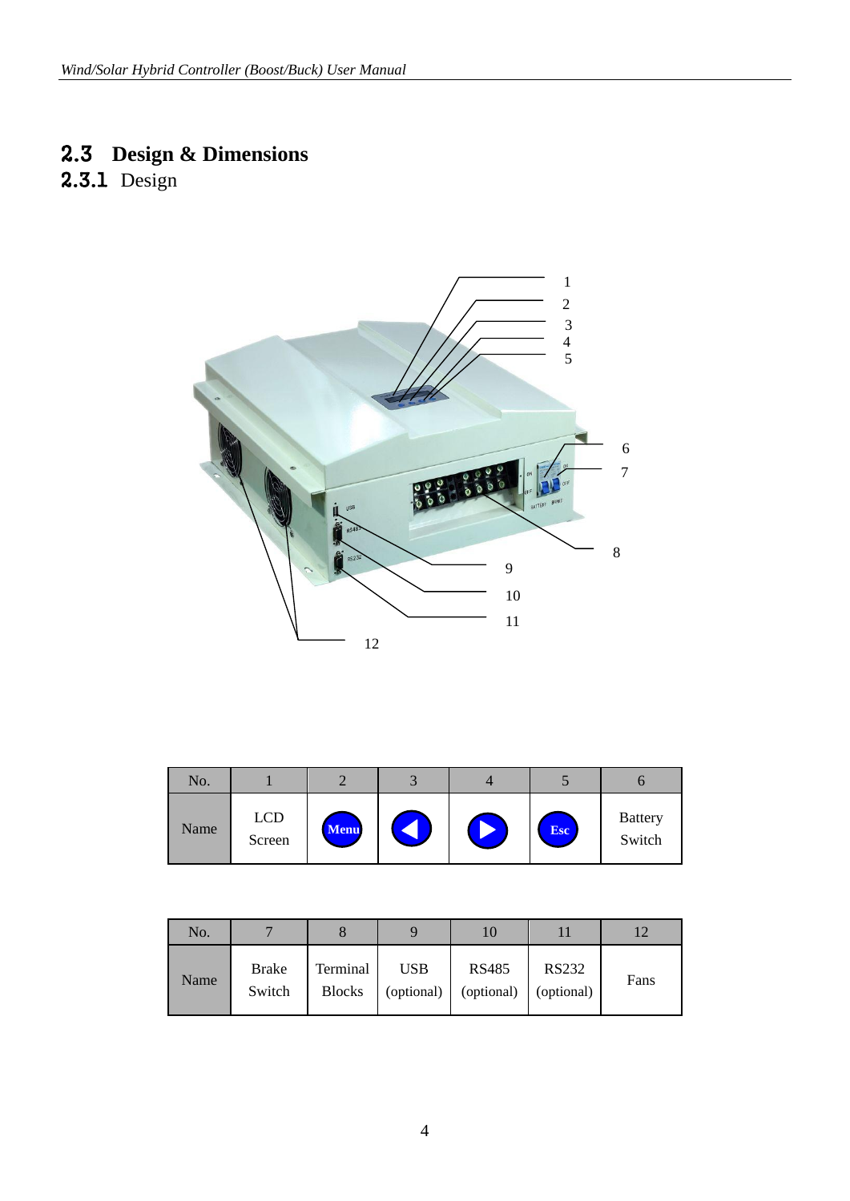## 2.3 Design & Dimensions

### 2.3.1 Design

| No. | 1 | 2 | 3 | 4 | 5 | 6 |
|---|---|---|---|---|---|---|
| Name | LCD Screen | Menu | ◀ | ▶ | Esc | Battery Switch |

| No. | 7 | 8 | 9 | 10 | 11 | 12 |
|---|---|---|---|---|---|---|
| Name | Brake Switch | Terminal Blocks | USB (optional) | RS485 (optional) | RS232 (optional) | Fans |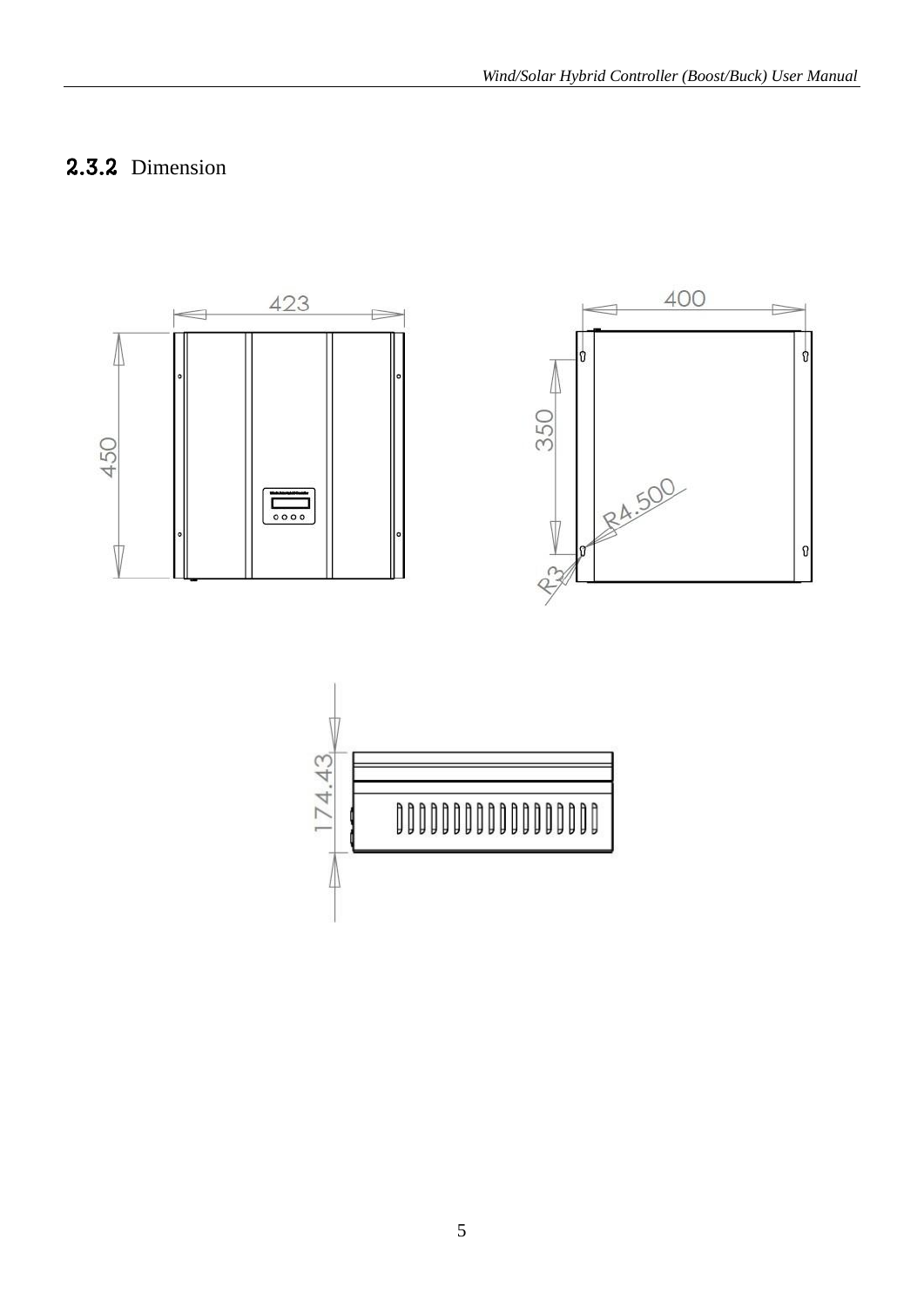## 2.3.2 Dimension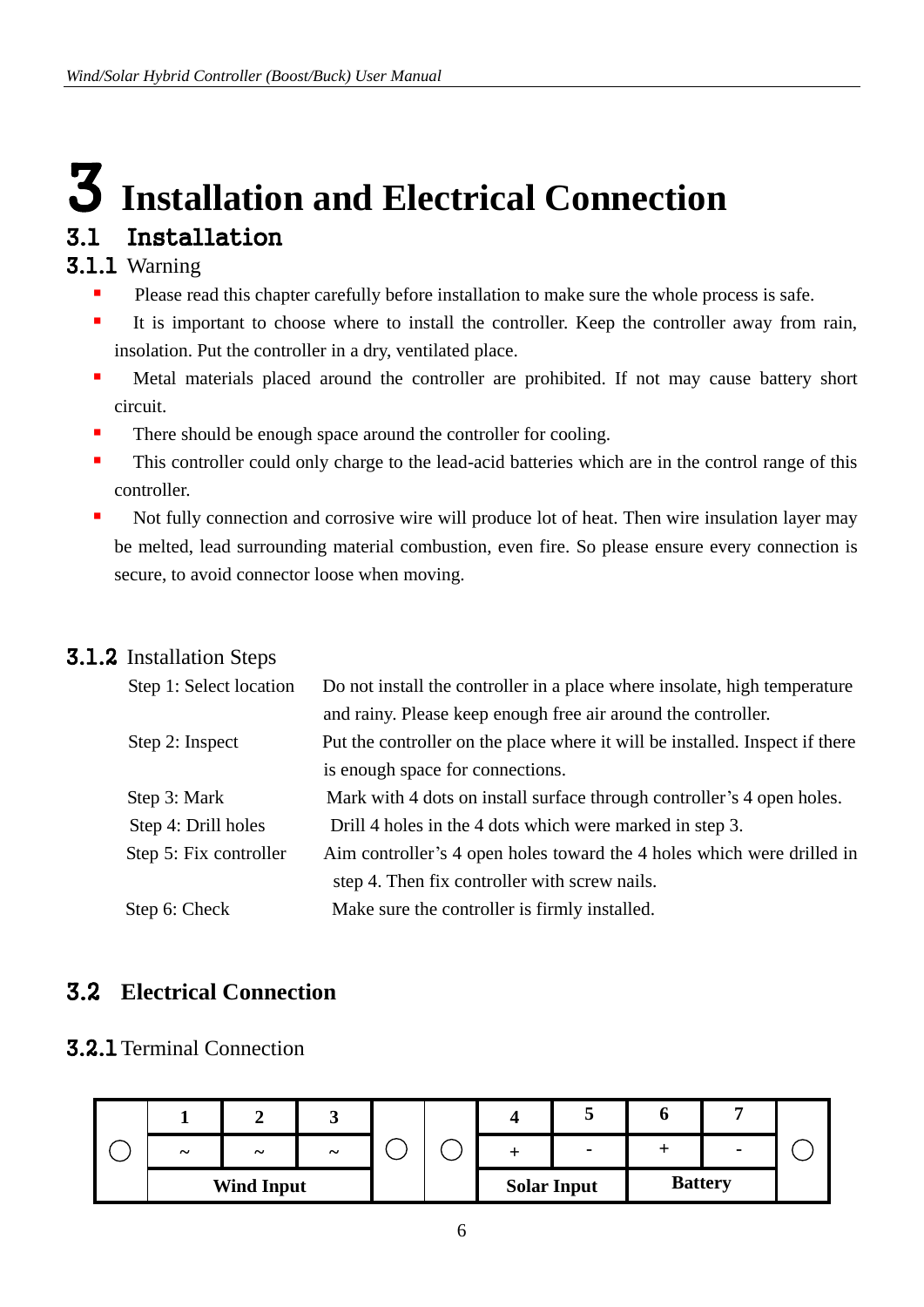# 3 Installation and Electrical Connection

## 3.1 Installation

### 3.1.1 Warning

- Please read this chapter carefully before installation to make sure the whole process is safe.
- It is important to choose where to install the controller. Keep the controller away from rain, insolation. Put the controller in a dry, ventilated place.
- Metal materials placed around the controller are prohibited. If not may cause battery short circuit.
- There should be enough space around the controller for cooling.
- This controller could only charge to the lead-acid batteries which are in the control range of this controller.
- Not fully connection and corrosive wire will produce lot of heat. Then wire insulation layer may be melted, lead surrounding material combustion, even fire. So please ensure every connection is secure, to avoid connector loose when moving.

### 3.1.2 Installation Steps

| | |
|---|---|
| Step 1: Select location | Do not install the controller in a place where insolate, high temperature and rainy. Please keep enough free air around the controller. |
| Step 2: Inspect | Put the controller on the place where it will be installed. Inspect if there is enough space for connections. |
| Step 3: Mark | Mark with 4 dots on install surface through controller's 4 open holes. |
| Step 4: Drill holes | Drill 4 holes in the 4 dots which were marked in step 3. |
| Step 5: Fix controller | Aim controller's 4 open holes toward the 4 holes which were drilled in step 4. Then fix controller with screw nails. |
| Step 6: Check | Make sure the controller is firmly installed. |

## 3.2 Electrical Connection

### 3.2.1 Terminal Connection

| ○ | 1 | 2 | 3 | ○ | ○ | 4 | 5 | 6 | 7 | ○ |
|---|---|---|---|---|---|---|---|---|---|---|
| | ~ | ~ | ~ | | | + | - | + | - | |
| | **Wind Input** | | | | | **Solar Input** | | **Battery** | | |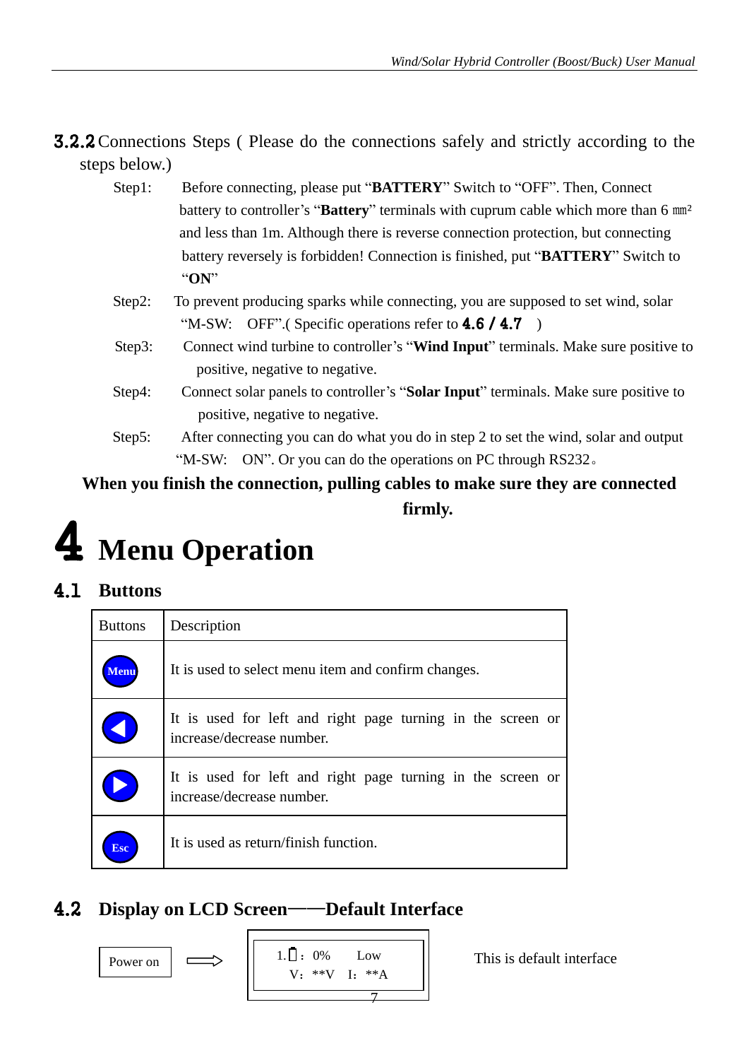### 3.2.2 Connections Steps ( Please do the connections safely and strictly according to the steps below.)

Step1: Before connecting, please put "**BATTERY**" Switch to "OFF". Then, Connect battery to controller's "**Battery**" terminals with cuprum cable which more than 6 ㎜² and less than 1m. Although there is reverse connection protection, but connecting battery reversely is forbidden! Connection is finished, put "**BATTERY**" Switch to "**ON**"

Step2: To prevent producing sparks while connecting, you are supposed to set wind, solar "M-SW: OFF".( Specific operations refer to **4.6 / 4.7** )

Step3: Connect wind turbine to controller's "**Wind Input**" terminals. Make sure positive to positive, negative to negative.

Step4: Connect solar panels to controller's "**Solar Input**" terminals. Make sure positive to positive, negative to negative.

Step5: After connecting you can do what you do in step 2 to set the wind, solar and output "M-SW: ON". Or you can do the operations on PC through RS232。

**When you finish the connection, pulling cables to make sure they are connected firmly.**

# 4 Menu Operation

## 4.1 Buttons

| Buttons | Description |
|---|---|
| Menu | It is used to select menu item and confirm changes. |
| ◀ | It is used for left and right page turning in the screen or increase/decrease number. |
| ▶ | It is used for left and right page turning in the screen or increase/decrease number. |
| Esc | It is used as return/finish function. |

## 4.2 Display on LCD Screen——Default Interface

Power on ⇨

```
1.▯： 0%     Low
  V： **V   I： **A
```

This is default interface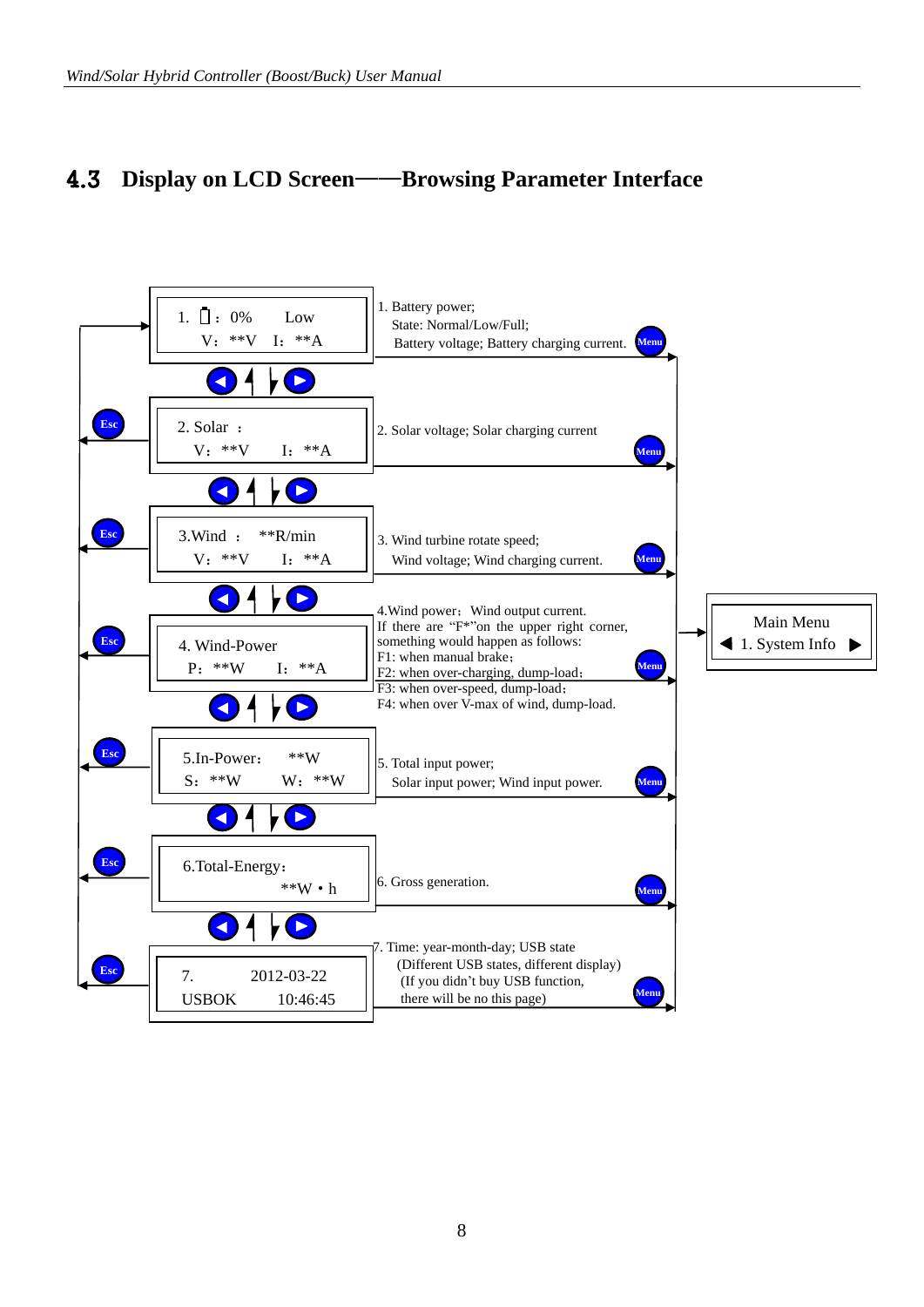## 4.3 Display on LCD Screen——Browsing Parameter Interface

| LCD Screen | Description |
|---|---|
| 1. ▯：0%　Low<br>V：**V　I：**A | 1. Battery power;<br>State: Normal/Low/Full;<br>Battery voltage; Battery charging current. |
| 2. Solar ：<br>V：**V　I：**A | 2. Solar voltage; Solar charging current |
| 3.Wind ：**R/min<br>V：**V　I：**A | 3. Wind turbine rotate speed;<br>Wind voltage; Wind charging current. |
| 4. Wind-Power<br>P：**W　I：**A | 4.Wind power；Wind output current.<br>If there are "F*"on the upper right corner, something would happen as follows:<br>F1: when manual brake；<br>F2: when over-charging, dump-load；<br>F3: when over-speed, dump-load；<br>F4: when over V-max of wind, dump-load. |
| 5.In-Power：**W<br>S：**W　W：**W | 5. Total input power;<br>Solar input power; Wind input power. |
| 6.Total-Energy：<br>**W • h | 6. Gross generation. |
| 7.　2012-03-22<br>USBOK　10:46:45 | 7. Time: year-month-day; USB state<br>(Different USB states, different display)<br>(If you didn't buy USB function, there will be no this page) |

Screens are browsed with ◀ / ▶ buttons. Pressing Menu on any screen leads to:

Main Menu
◀ 1. System Info ▶

Esc returns to screen 1.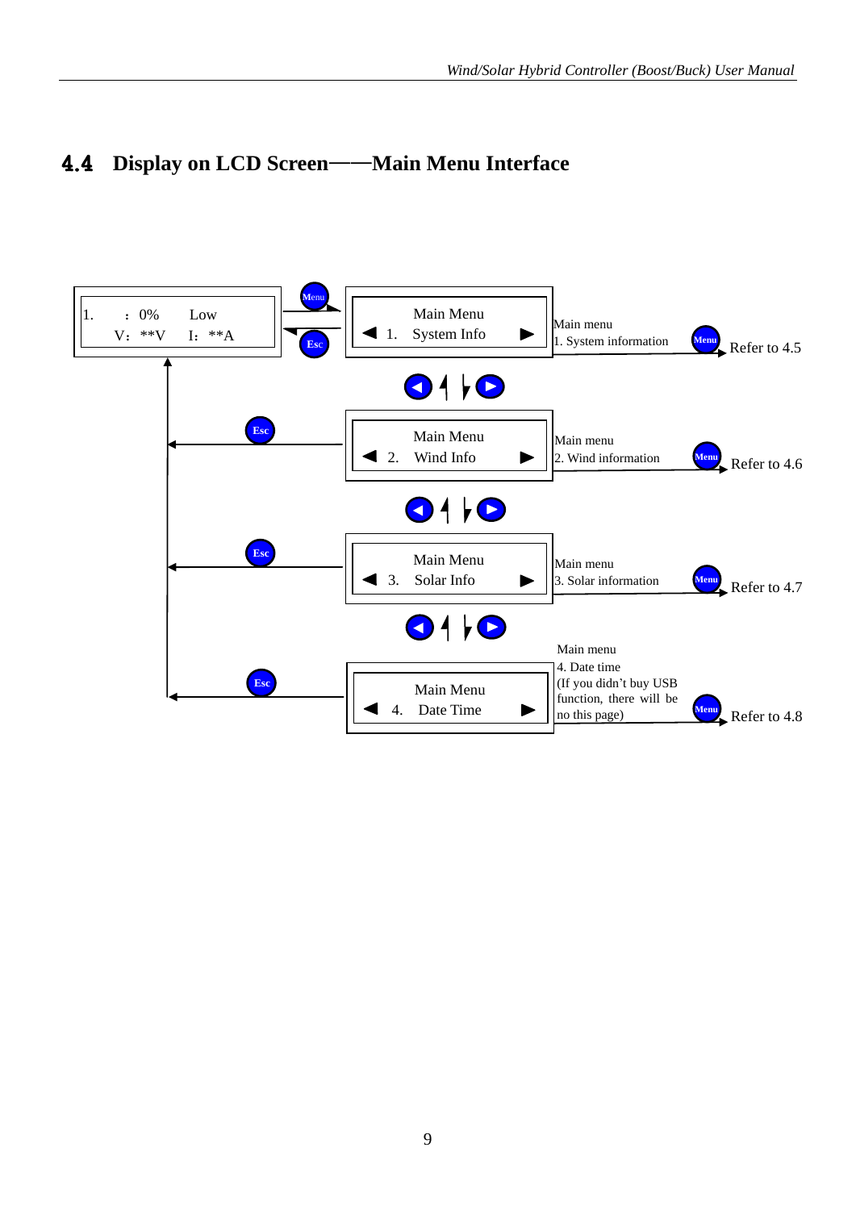## 4.4 Display on LCD Screen——Main Menu Interface

1. ：0% Low
V：**V I：**A

Menu / Esc

Main Menu
◀ 1. System Info ▶

Main menu
1. System information — Menu → Refer to 4.5

Esc

Main Menu
◀ 2. Wind Info ▶

Main menu
2. Wind information — Menu → Refer to 4.6

Esc

Main Menu
◀ 3. Solar Info ▶

Main menu
3. Solar information — Menu → Refer to 4.7

Esc

Main Menu
◀ 4. Date Time ▶

Main menu
4. Date time
(If you didn't buy USB function, there will be no this page) — Menu → Refer to 4.8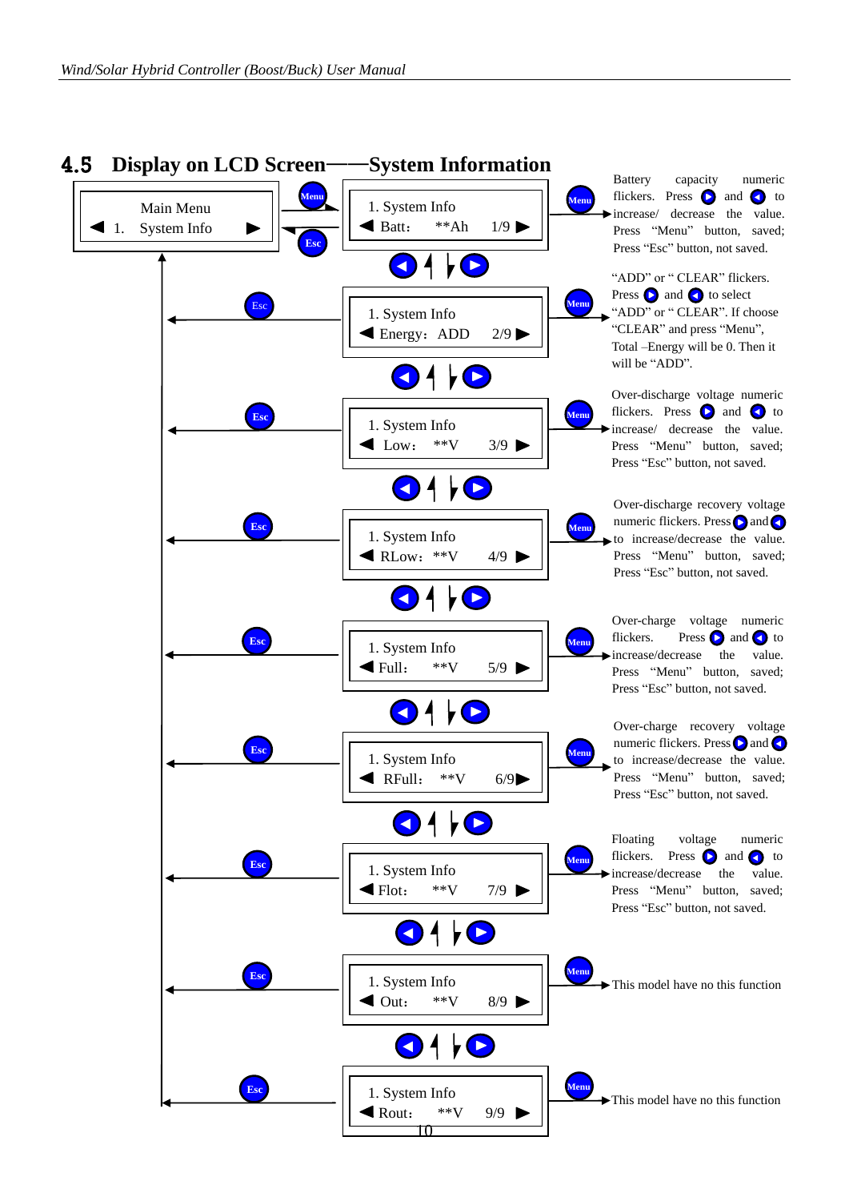## 4.5 Display on LCD Screen——System Information

Main Menu
◀ 1. System Info ▶

| LCD Screen | Menu action |
| --- | --- |
| 1. System Info<br>◀ Batt: **Ah 1/9 ▶ | Battery capacity numeric flickers. Press ▶ and ◀ to increase/ decrease the value. Press “Menu” button, saved; Press “Esc” button, not saved. |
| 1. System Info<br>◀ Energy: ADD 2/9 ▶ | “ADD” or “ CLEAR” flickers. Press ▶ and ◀ to select “ADD” or “ CLEAR”. If choose “CLEAR” and press “Menu”, Total –Energy will be 0. Then it will be “ADD”. |
| 1. System Info<br>◀ Low: **V 3/9 ▶ | Over-discharge voltage numeric flickers. Press ▶ and ◀ to increase/ decrease the value. Press “Menu” button, saved; Press “Esc” button, not saved. |
| 1. System Info<br>◀ RLow: **V 4/9 ▶ | Over-discharge recovery voltage numeric flickers. Press ▶ and ◀ to increase/decrease the value. Press “Menu” button, saved; Press “Esc” button, not saved. |
| 1. System Info<br>◀ Full: **V 5/9 ▶ | Over-charge voltage numeric flickers. Press ▶ and ◀ to increase/decrease the value. Press “Menu” button, saved; Press “Esc” button, not saved. |
| 1. System Info<br>◀ RFull: **V 6/9 ▶ | Over-charge recovery voltage numeric flickers. Press ▶ and ◀ to increase/decrease the value. Press “Menu” button, saved; Press “Esc” button, not saved. |
| 1. System Info<br>◀ Flot: **V 7/9 ▶ | Floating voltage numeric flickers. Press ▶ and ◀ to increase/decrease the value. Press “Menu” button, saved; Press “Esc” button, not saved. |
| 1. System Info<br>◀ Out: **V 8/9 ▶ | This model have no this function |
| 1. System Info<br>◀ Rout: **V 9/9 ▶ | This model have no this function |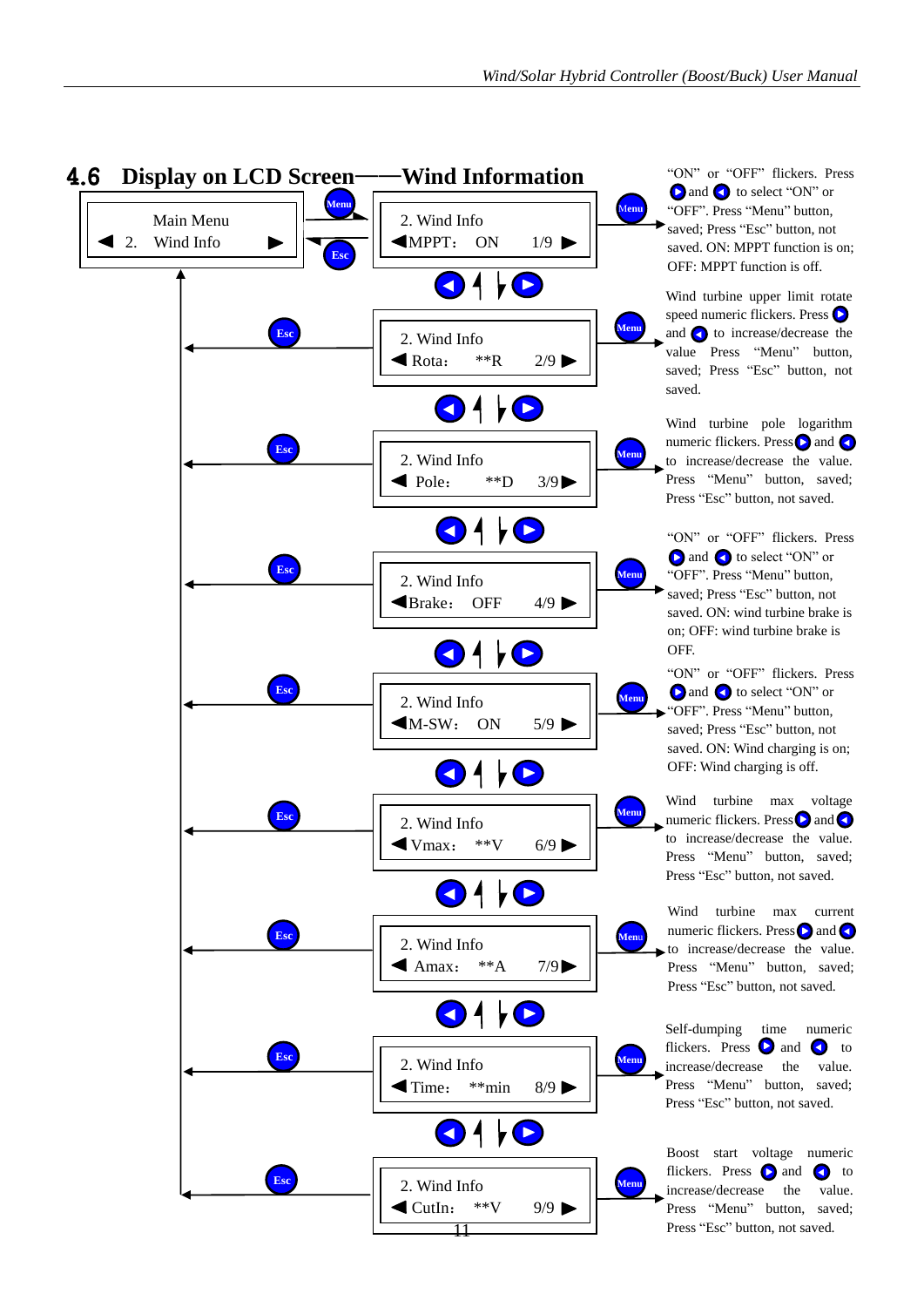## 4.6 Display on LCD Screen——Wind Information

Main Menu
◀ 2. Wind Info ▶

2. Wind Info
◀MPPT： ON 1/9 ▶

"ON" or "OFF" flickers. Press ▶ and ◀ to select "ON" or "OFF". Press "Menu" button, saved; Press "Esc" button, not saved. ON: MPPT function is on; OFF: MPPT function is off.

2. Wind Info
◀ Rota： **R 2/9 ▶

Wind turbine upper limit rotate speed numeric flickers. Press ▶ and ◀ to increase/decrease the value Press "Menu" button, saved; Press "Esc" button, not saved.

2. Wind Info
◀ Pole： **D 3/9▶

Wind turbine pole logarithm numeric flickers. Press ▶ and ◀ to increase/decrease the value. Press "Menu" button, saved; Press "Esc" button, not saved.

2. Wind Info
◀Brake： OFF 4/9 ▶

"ON" or "OFF" flickers. Press ▶ and ◀ to select "ON" or "OFF". Press "Menu" button, saved; Press "Esc" button, not saved. ON: wind turbine brake is on; OFF: wind turbine brake is OFF.

2. Wind Info
◀M-SW： ON 5/9 ▶

"ON" or "OFF" flickers. Press ▶ and ◀ to select "ON" or "OFF". Press "Menu" button, saved; Press "Esc" button, not saved. ON: Wind charging is on; OFF: Wind charging is off.

2. Wind Info
◀ Vmax： **V 6/9 ▶

Wind turbine max voltage numeric flickers. Press ▶ and ◀ to increase/decrease the value. Press "Menu" button, saved; Press "Esc" button, not saved.

2. Wind Info
◀ Amax： **A 7/9▶

Wind turbine max current numeric flickers. Press ▶ and ◀ to increase/decrease the value. Press "Menu" button, saved; Press "Esc" button, not saved.

2. Wind Info
◀ Time： **min 8/9 ▶

Self-dumping time numeric flickers. Press ▶ and ◀ to increase/decrease the value. Press "Menu" button, saved; Press "Esc" button, not saved.

2. Wind Info
◀ CutIn： **V 9/9 ▶

Boost start voltage numeric flickers. Press ▶ and ◀ to increase/decrease the value. Press "Menu" button, saved; Press "Esc" button, not saved.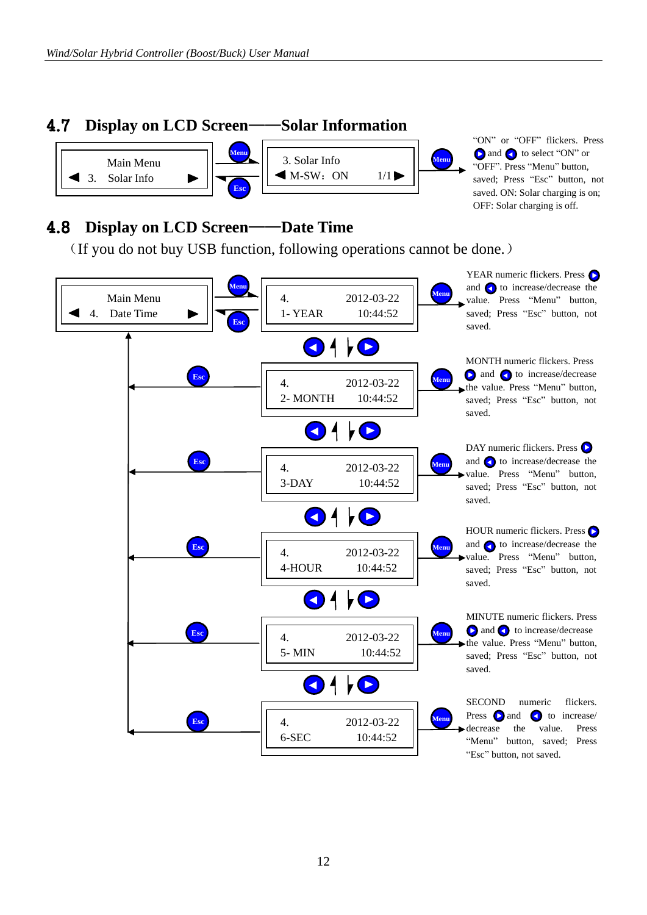## 4.7 Display on LCD Screen——Solar Information

Main Menu
◀ 3. Solar Info ▶

Menu / Esc

3. Solar Info
◀ M-SW：ON 1/1 ▶

Menu

"ON" or "OFF" flickers. Press ▶ and ◀ to select "ON" or "OFF". Press "Menu" button, saved; Press "Esc" button, not saved. ON: Solar charging is on; OFF: Solar charging is off.

## 4.8 Display on LCD Screen——Date Time

（If you do not buy USB function, following operations cannot be done.）

Main Menu
◀ 4. Date Time ▶

Menu / Esc

4. 2012-03-22
1- YEAR 10:44:52

Menu — YEAR numeric flickers. Press ▶ and ◀ to increase/decrease the value. Press "Menu" button, saved; Press "Esc" button, not saved.

◀ ▶

Esc

4. 2012-03-22
2- MONTH 10:44:52

Menu — MONTH numeric flickers. Press ▶ and ◀ to increase/decrease the value. Press "Menu" button, saved; Press "Esc" button, not saved.

◀ ▶

Esc

4. 2012-03-22
3-DAY 10:44:52

Menu — DAY numeric flickers. Press ▶ and ◀ to increase/decrease the value. Press "Menu" button, saved; Press "Esc" button, not saved.

◀ ▶

Esc

4. 2012-03-22
4-HOUR 10:44:52

Menu — HOUR numeric flickers. Press ▶ and ◀ to increase/decrease the value. Press "Menu" button, saved; Press "Esc" button, not saved.

◀ ▶

Esc

4. 2012-03-22
5- MIN 10:44:52

Menu — MINUTE numeric flickers. Press ▶ and ◀ to increase/decrease the value. Press "Menu" button, saved; Press "Esc" button, not saved.

◀ ▶

Esc

4. 2012-03-22
6-SEC 10:44:52

Menu — SECOND numeric flickers. Press ▶ and ◀ to increase/ decrease the value. Press "Menu" button, saved; Press "Esc" button, not saved.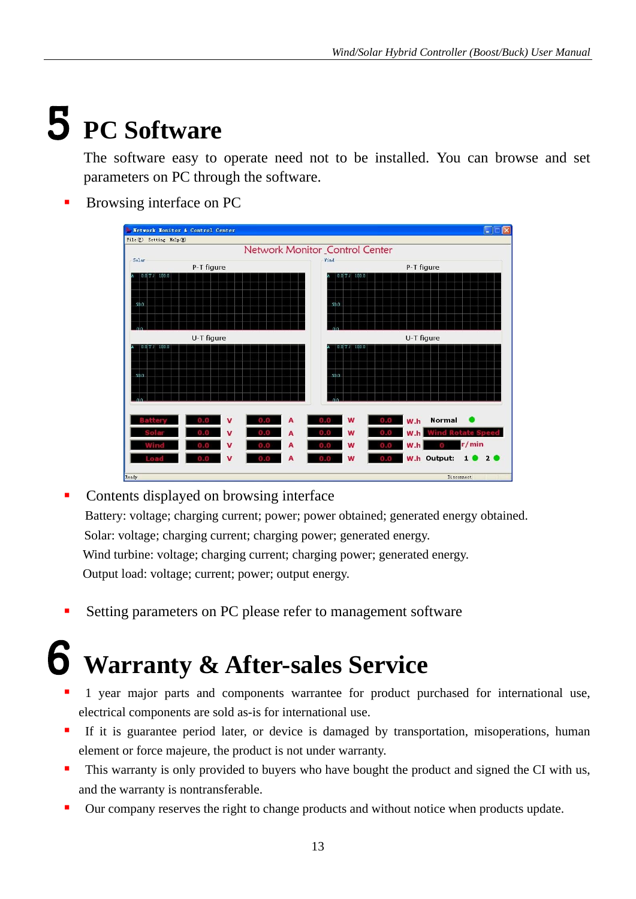# 5 PC Software

The software easy to operate need not to be installed. You can browse and set parameters on PC through the software.

- Browsing interface on PC

- Contents displayed on browsing interface

  Battery: voltage; charging current; power; power obtained; generated energy obtained.

  Solar: voltage; charging current; charging power; generated energy.

  Wind turbine: voltage; charging current; charging power; generated energy.

  Output load: voltage; current; power; output energy.

- Setting parameters on PC please refer to management software

# 6 Warranty & After-sales Service

- 1 year major parts and components warrantee for product purchased for international use, electrical components are sold as-is for international use.
- If it is guarantee period later, or device is damaged by transportation, misoperations, human element or force majeure, the product is not under warranty.
- This warranty is only provided to buyers who have bought the product and signed the CI with us, and the warranty is nontransferable.
- Our company reserves the right to change products and without notice when products update.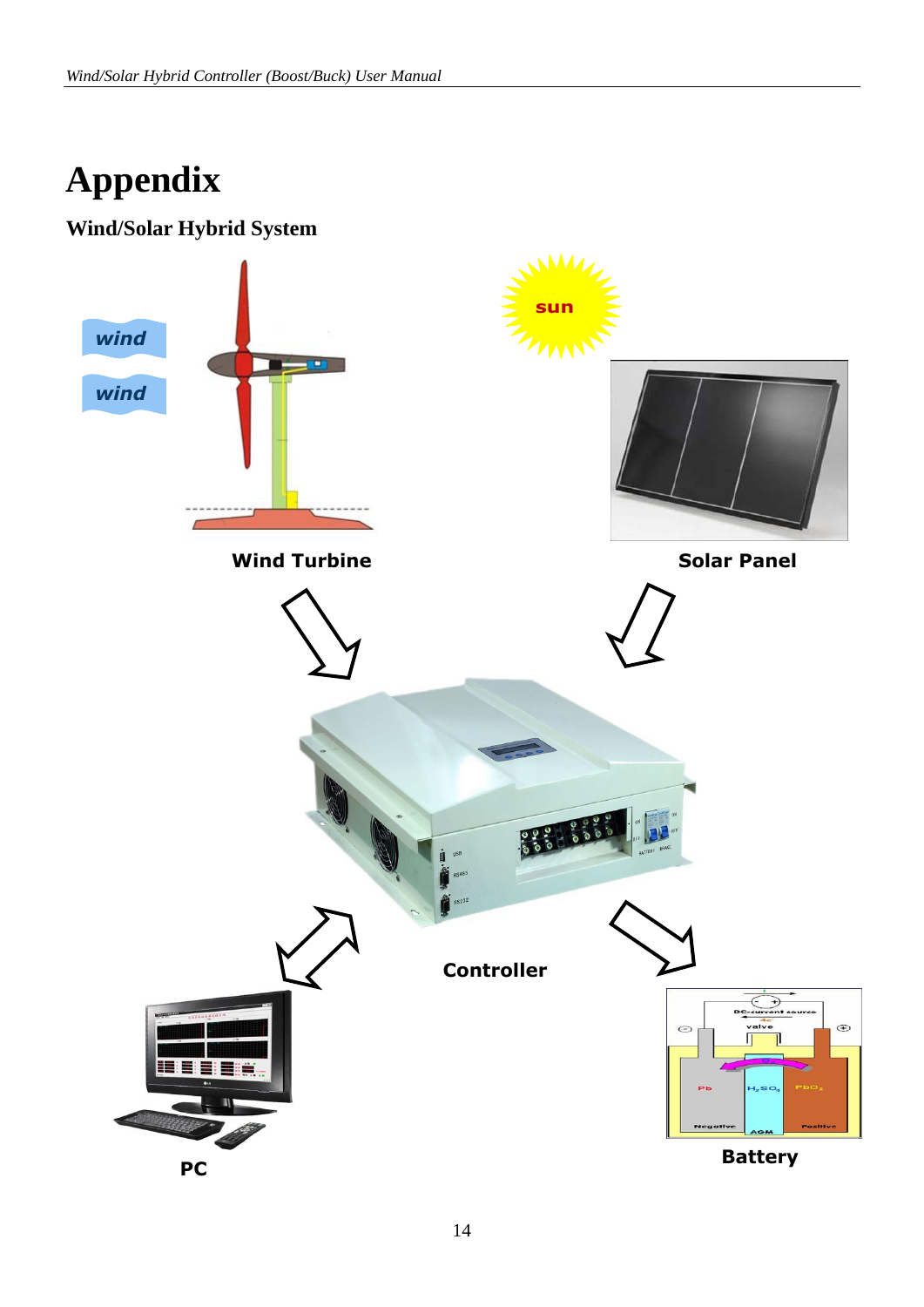# Appendix

## Wind/Solar Hybrid System

wind

wind

sun

Wind Turbine

Solar Panel

Controller

PC

Battery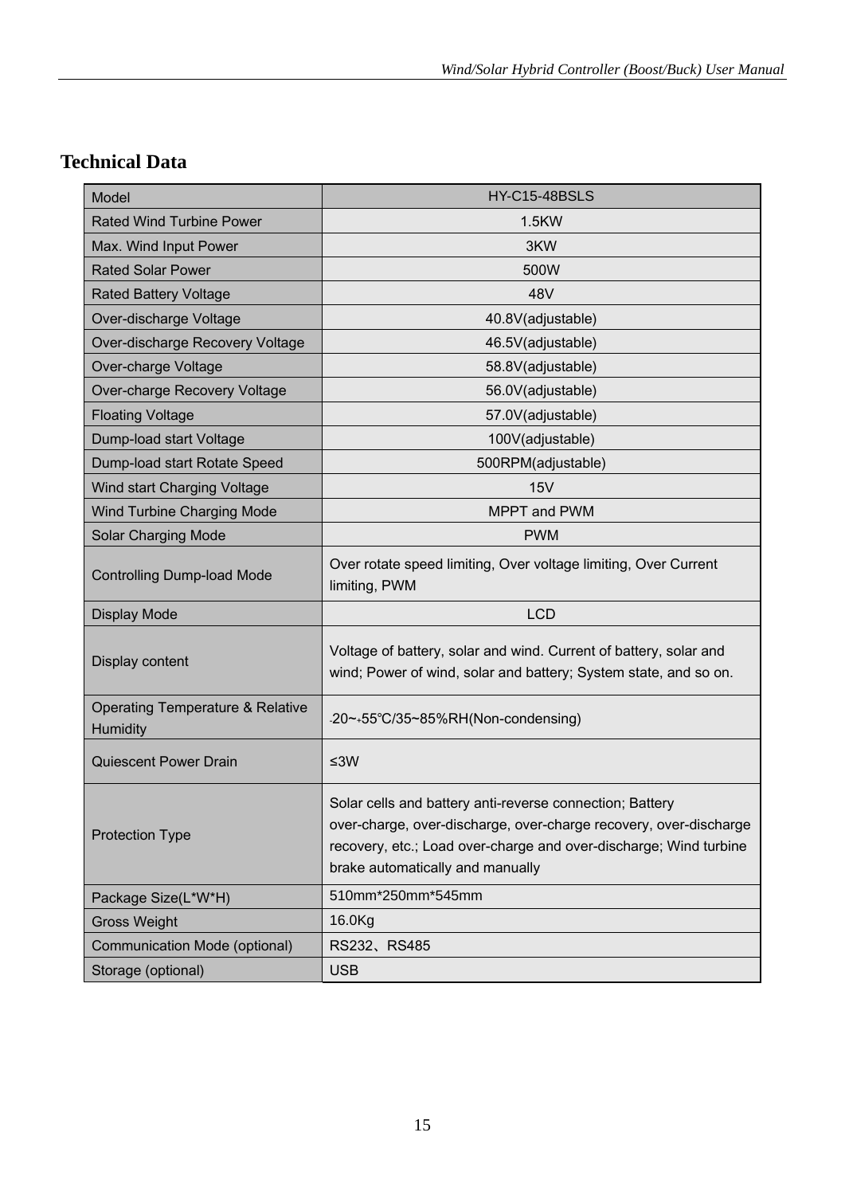## Technical Data

| Model | HY-C15-48BSLS |
|---|---|
| Rated Wind Turbine Power | 1.5KW |
| Max. Wind Input Power | 3KW |
| Rated Solar Power | 500W |
| Rated Battery Voltage | 48V |
| Over-discharge Voltage | 40.8V(adjustable) |
| Over-discharge Recovery Voltage | 46.5V(adjustable) |
| Over-charge Voltage | 58.8V(adjustable) |
| Over-charge Recovery Voltage | 56.0V(adjustable) |
| Floating Voltage | 57.0V(adjustable) |
| Dump-load start Voltage | 100V(adjustable) |
| Dump-load start Rotate Speed | 500RPM(adjustable) |
| Wind start Charging Voltage | 15V |
| Wind Turbine Charging Mode | MPPT and PWM |
| Solar Charging Mode | PWM |
| Controlling Dump-load Mode | Over rotate speed limiting, Over voltage limiting, Over Current limiting, PWM |
| Display Mode | LCD |
| Display content | Voltage of battery, solar and wind. Current of battery, solar and wind; Power of wind, solar and battery; System state, and so on. |
| Operating Temperature & Relative Humidity | -20~+55℃/35~85%RH(Non-condensing) |
| Quiescent Power Drain | ≤3W |
| Protection Type | Solar cells and battery anti-reverse connection; Battery over-charge, over-discharge, over-charge recovery, over-discharge recovery, etc.; Load over-charge and over-discharge; Wind turbine brake automatically and manually |
| Package Size(L*W*H) | 510mm*250mm*545mm |
| Gross Weight | 16.0Kg |
| Communication Mode (optional) | RS232、RS485 |
| Storage (optional) | USB |